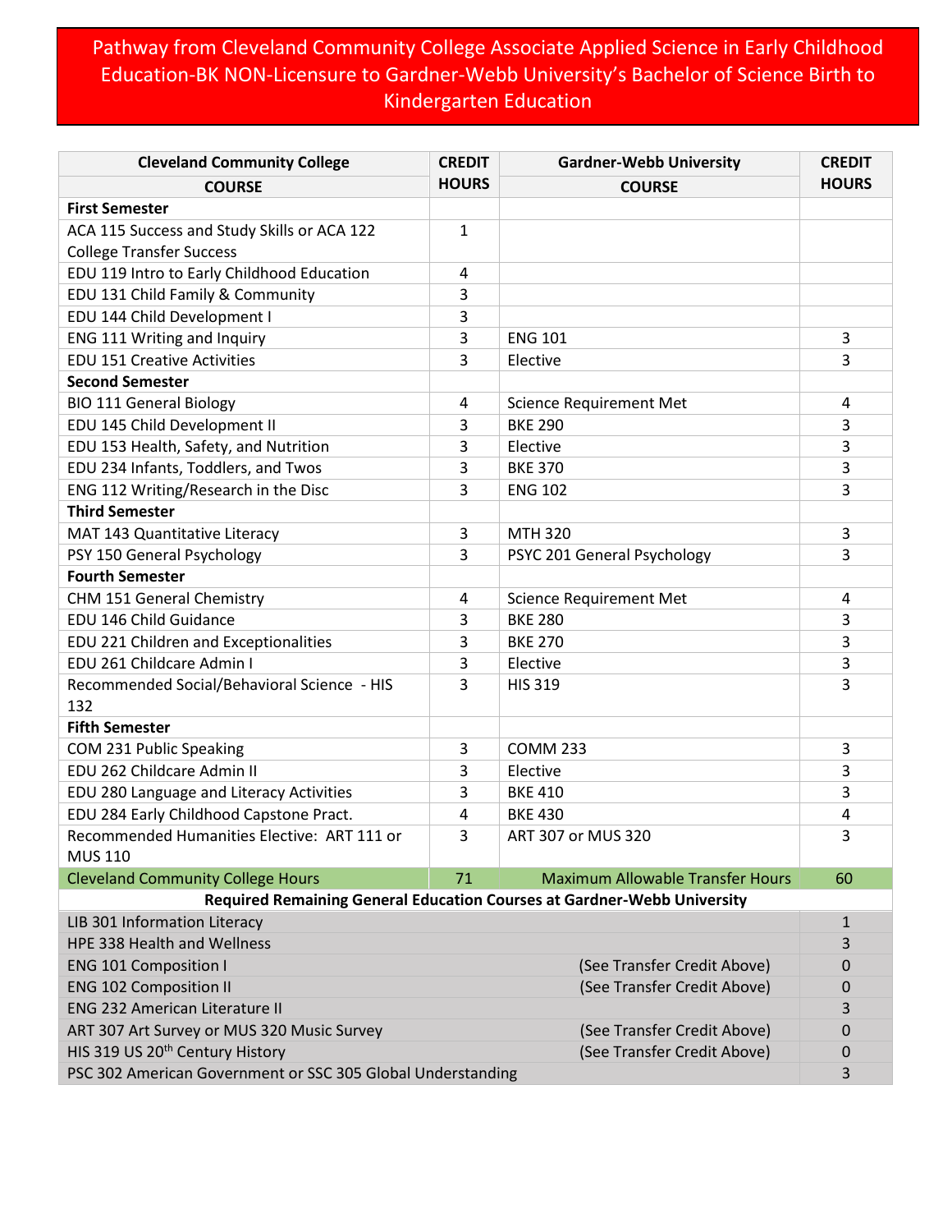# Pathway from Cleveland Community College Associate Applied Science in Early Childhood Education-BK NON-Licensure to Gardner-Webb University's Bachelor of Science Birth to Kindergarten Education

| Cleveland Community College COURSE | CREDIT HOURS | Gardner-Webb University COURSE | CREDIT HOURS |
|---|---|---|---|
| **First Semester** | | | |
| ACA 115 Success and Study Skills or ACA 122 College Transfer Success | 1 | | |
| EDU 119 Intro to Early Childhood Education | 4 | | |
| EDU 131 Child Family & Community | 3 | | |
| EDU 144 Child Development I | 3 | | |
| ENG 111 Writing and Inquiry | 3 | ENG 101 | 3 |
| EDU 151 Creative Activities | 3 | Elective | 3 |
| **Second Semester** | | | |
| BIO 111 General Biology | 4 | Science Requirement Met | 4 |
| EDU 145 Child Development II | 3 | BKE 290 | 3 |
| EDU 153 Health, Safety, and Nutrition | 3 | Elective | 3 |
| EDU 234 Infants, Toddlers, and Twos | 3 | BKE 370 | 3 |
| ENG 112 Writing/Research in the Disc | 3 | ENG 102 | 3 |
| **Third Semester** | | | |
| MAT 143 Quantitative Literacy | 3 | MTH 320 | 3 |
| PSY 150 General Psychology | 3 | PSYC 201 General Psychology | 3 |
| **Fourth Semester** | | | |
| CHM 151 General Chemistry | 4 | Science Requirement Met | 4 |
| EDU 146 Child Guidance | 3 | BKE 280 | 3 |
| EDU 221 Children and Exceptionalities | 3 | BKE 270 | 3 |
| EDU 261 Childcare Admin I | 3 | Elective | 3 |
| Recommended Social/Behavioral Science - HIS 132 | 3 | HIS 319 | 3 |
| **Fifth Semester** | | | |
| COM 231 Public Speaking | 3 | COMM 233 | 3 |
| EDU 262 Childcare Admin II | 3 | Elective | 3 |
| EDU 280 Language and Literacy Activities | 3 | BKE 410 | 3 |
| EDU 284 Early Childhood Capstone Pract. | 4 | BKE 430 | 4 |
| Recommended Humanities Elective: ART 111 or MUS 110 | 3 | ART 307 or MUS 320 | 3 |
| Cleveland Community College Hours | 71 | Maximum Allowable Transfer Hours | 60 |

**Required Remaining General Education Courses at Gardner-Webb University**

| Course | Note | Credit Hours |
|---|---|---|
| LIB 301 Information Literacy | | 1 |
| HPE 338 Health and Wellness | | 3 |
| ENG 101 Composition I | (See Transfer Credit Above) | 0 |
| ENG 102 Composition II | (See Transfer Credit Above) | 0 |
| ENG 232 American Literature II | | 3 |
| ART 307 Art Survey or MUS 320 Music Survey | (See Transfer Credit Above) | 0 |
| HIS 319 US 20th Century History | (See Transfer Credit Above) | 0 |
| PSC 302 American Government or SSC 305 Global Understanding | | 3 |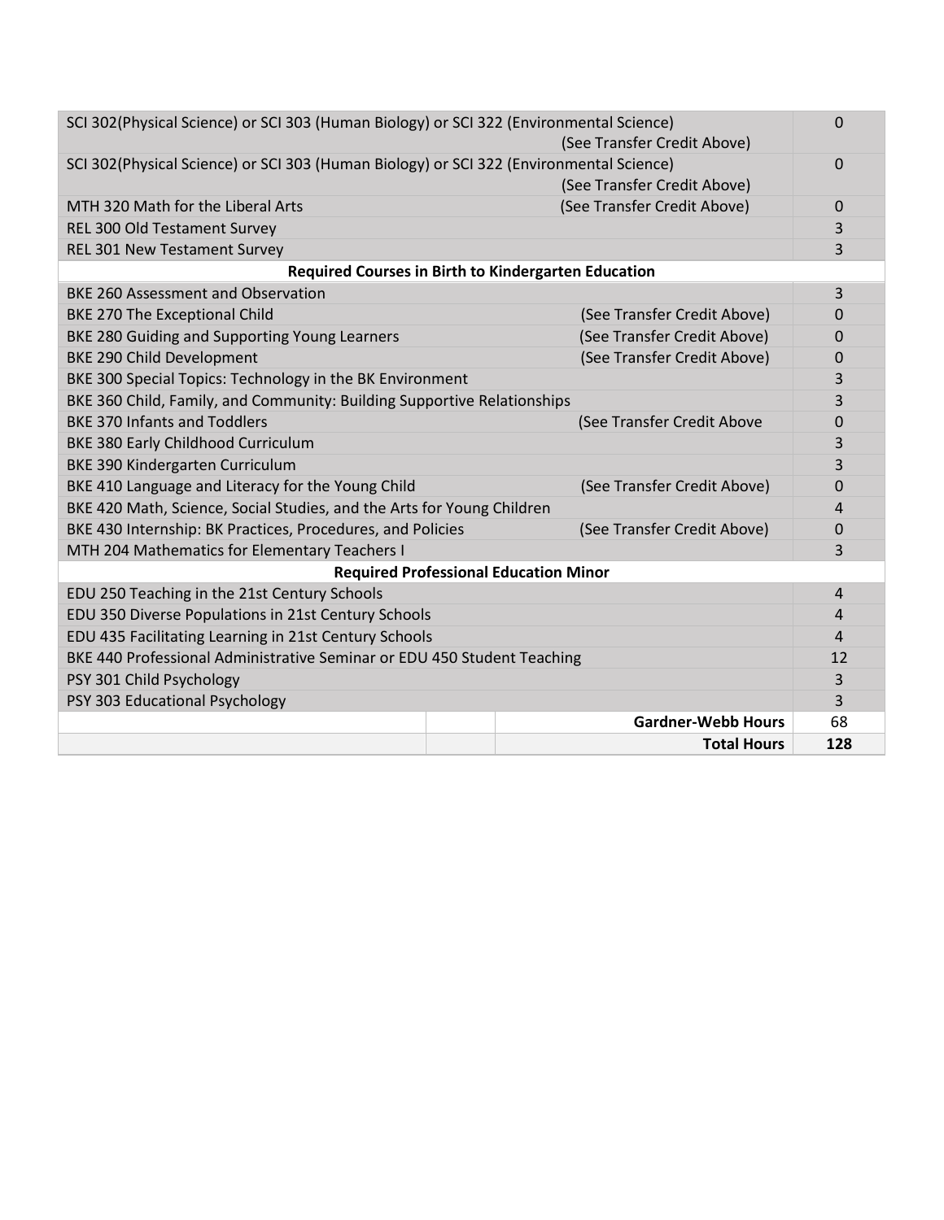| | | |
|---|---|---|
| SCI 302(Physical Science) or SCI 303 (Human Biology) or SCI 322 (Environmental Science) | (See Transfer Credit Above) | 0 |
| SCI 302(Physical Science) or SCI 303 (Human Biology) or SCI 322 (Environmental Science) | (See Transfer Credit Above) | 0 |
| MTH 320 Math for the Liberal Arts | (See Transfer Credit Above) | 0 |
| REL 300 Old Testament Survey | | 3 |
| REL 301 New Testament Survey | | 3 |
| **Required Courses in Birth to Kindergarten Education** | | |
| BKE 260 Assessment and Observation | | 3 |
| BKE 270 The Exceptional Child | (See Transfer Credit Above) | 0 |
| BKE 280 Guiding and Supporting Young Learners | (See Transfer Credit Above) | 0 |
| BKE 290 Child Development | (See Transfer Credit Above) | 0 |
| BKE 300 Special Topics: Technology in the BK Environment | | 3 |
| BKE 360 Child, Family, and Community: Building Supportive Relationships | | 3 |
| BKE 370 Infants and Toddlers | (See Transfer Credit Above | 0 |
| BKE 380 Early Childhood Curriculum | | 3 |
| BKE 390 Kindergarten Curriculum | | 3 |
| BKE 410 Language and Literacy for the Young Child | (See Transfer Credit Above) | 0 |
| BKE 420 Math, Science, Social Studies, and the Arts for Young Children | | 4 |
| BKE 430 Internship: BK Practices, Procedures, and Policies | (See Transfer Credit Above) | 0 |
| MTH 204 Mathematics for Elementary Teachers I | | 3 |
| **Required Professional Education Minor** | | |
| EDU 250 Teaching in the 21st Century Schools | | 4 |
| EDU 350 Diverse Populations in 21st Century Schools | | 4 |
| EDU 435 Facilitating Learning in 21st Century Schools | | 4 |
| BKE 440 Professional Administrative Seminar or EDU 450 Student Teaching | | 12 |
| PSY 301 Child Psychology | | 3 |
| PSY 303 Educational Psychology | | 3 |
| | **Gardner-Webb Hours** | 68 |
| | **Total Hours** | **128** |